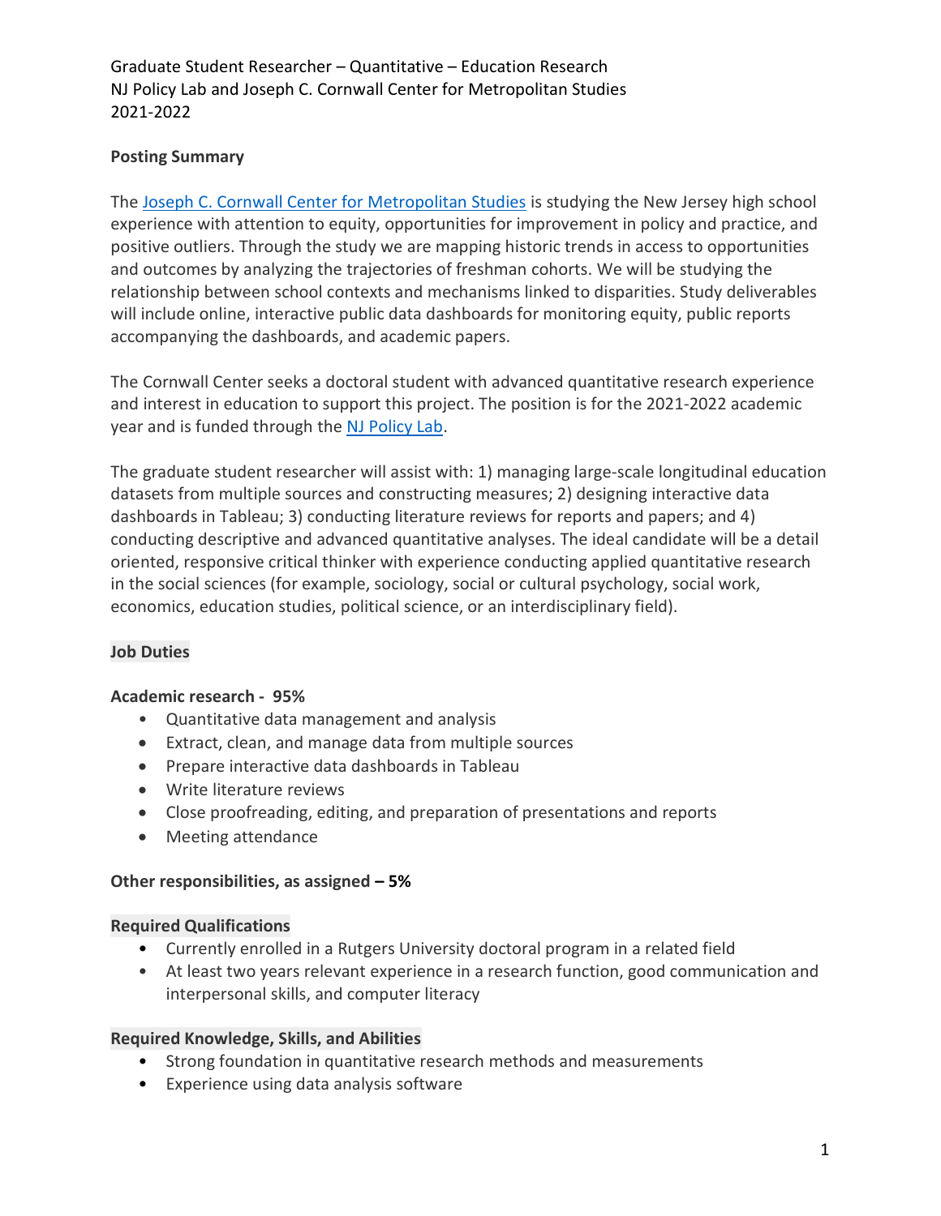Graduate Student Researcher – Quantitative – Education Research
NJ Policy Lab and Joseph C. Cornwall Center for Metropolitan Studies
2021-2022

**Posting Summary**

The Joseph C. Cornwall Center for Metropolitan Studies is studying the New Jersey high school experience with attention to equity, opportunities for improvement in policy and practice, and positive outliers. Through the study we are mapping historic trends in access to opportunities and outcomes by analyzing the trajectories of freshman cohorts. We will be studying the relationship between school contexts and mechanisms linked to disparities. Study deliverables will include online, interactive public data dashboards for monitoring equity, public reports accompanying the dashboards, and academic papers.

The Cornwall Center seeks a doctoral student with advanced quantitative research experience and interest in education to support this project. The position is for the 2021-2022 academic year and is funded through the NJ Policy Lab.

The graduate student researcher will assist with: 1) managing large-scale longitudinal education datasets from multiple sources and constructing measures; 2) designing interactive data dashboards in Tableau; 3) conducting literature reviews for reports and papers; and 4) conducting descriptive and advanced quantitative analyses. The ideal candidate will be a detail oriented, responsive critical thinker with experience conducting applied quantitative research in the social sciences (for example, sociology, social or cultural psychology, social work, economics, education studies, political science, or an interdisciplinary field).

**Job Duties**

**Academic research - 95%**

- Quantitative data management and analysis
- Extract, clean, and manage data from multiple sources
- Prepare interactive data dashboards in Tableau
- Write literature reviews
- Close proofreading, editing, and preparation of presentations and reports
- Meeting attendance

**Other responsibilities, as assigned – 5%**

**Required Qualifications**

- Currently enrolled in a Rutgers University doctoral program in a related field
- At least two years relevant experience in a research function, good communication and interpersonal skills, and computer literacy

**Required Knowledge, Skills, and Abilities**

- Strong foundation in quantitative research methods and measurements
- Experience using data analysis software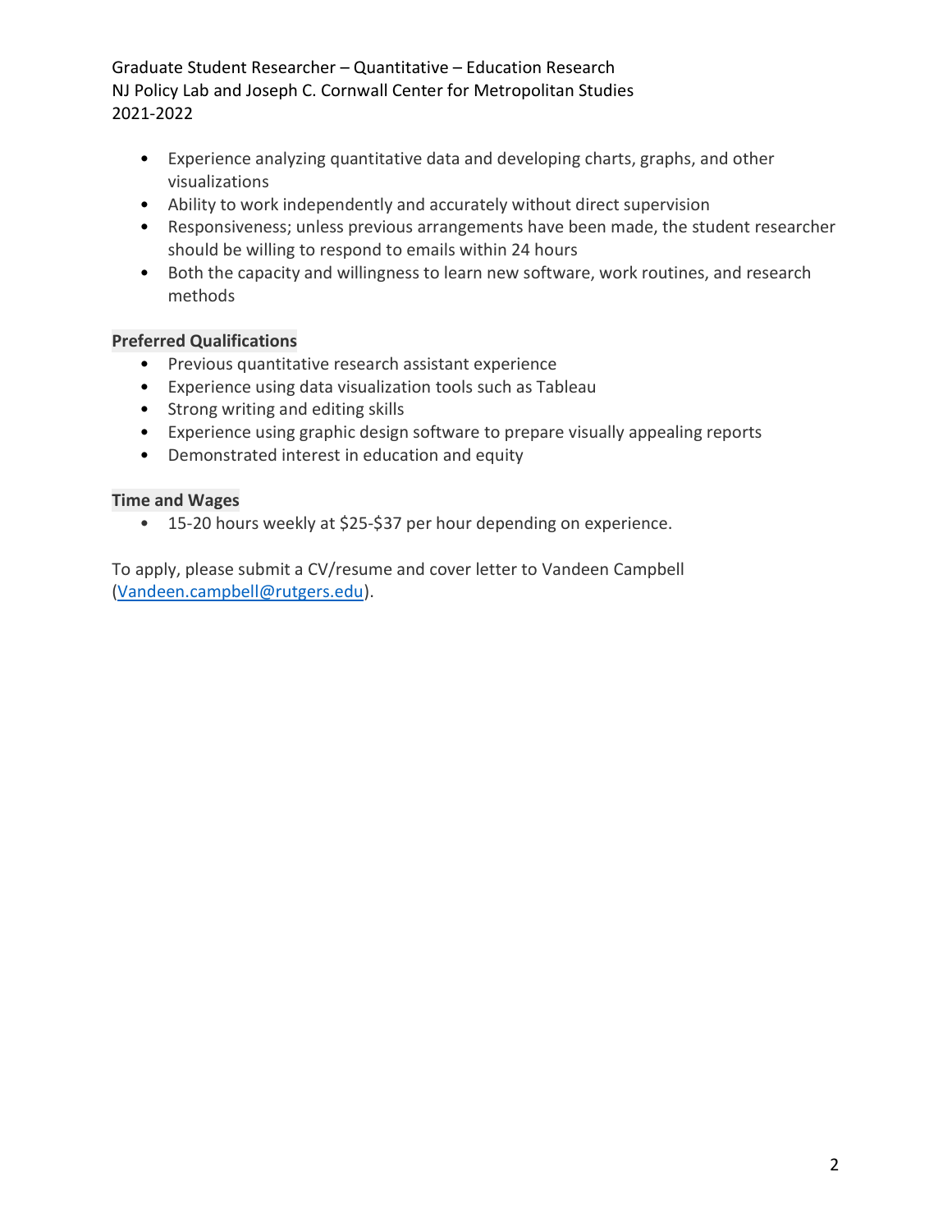- Experience analyzing quantitative data and developing charts, graphs, and other visualizations
- Ability to work independently and accurately without direct supervision
- Responsiveness; unless previous arrangements have been made, the student researcher should be willing to respond to emails within 24 hours
- Both the capacity and willingness to learn new software, work routines, and research methods

**Preferred Qualifications**

- Previous quantitative research assistant experience
- Experience using data visualization tools such as Tableau
- Strong writing and editing skills
- Experience using graphic design software to prepare visually appealing reports
- Demonstrated interest in education and equity

**Time and Wages**

- 15-20 hours weekly at $25-$37 per hour depending on experience.

To apply, please submit a CV/resume and cover letter to Vandeen Campbell (Vandeen.campbell@rutgers.edu).